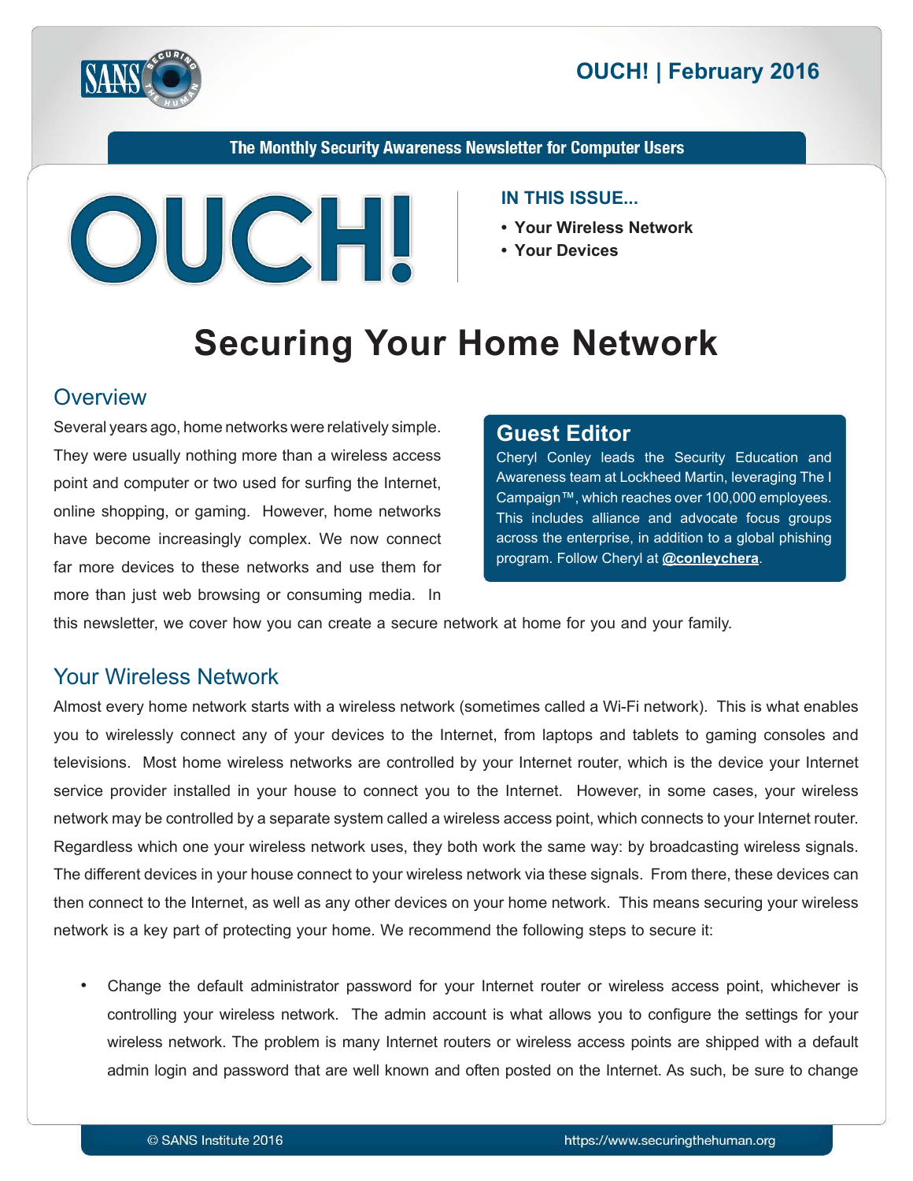OUCH! | February 2016

The Monthly Security Awareness Newsletter for Computer Users

# OUCH!

**IN THIS ISSUE...**

- **Your Wireless Network**
- **Your Devices**

# Securing Your Home Network

## Overview

Several years ago, home networks were relatively simple. They were usually nothing more than a wireless access point and computer or two used for surfing the Internet, online shopping, or gaming. However, home networks have become increasingly complex. We now connect far more devices to these networks and use them for more than just web browsing or consuming media. In this newsletter, we cover how you can create a secure network at home for you and your family.

### Guest Editor

Cheryl Conley leads the Security Education and Awareness team at Lockheed Martin, leveraging The I Campaign™, which reaches over 100,000 employees. This includes alliance and advocate focus groups across the enterprise, in addition to a global phishing program. Follow Cheryl at **@conleychera**.

## Your Wireless Network

Almost every home network starts with a wireless network (sometimes called a Wi-Fi network). This is what enables you to wirelessly connect any of your devices to the Internet, from laptops and tablets to gaming consoles and televisions. Most home wireless networks are controlled by your Internet router, which is the device your Internet service provider installed in your house to connect you to the Internet. However, in some cases, your wireless network may be controlled by a separate system called a wireless access point, which connects to your Internet router. Regardless which one your wireless network uses, they both work the same way: by broadcasting wireless signals. The different devices in your house connect to your wireless network via these signals. From there, these devices can then connect to the Internet, as well as any other devices on your home network. This means securing your wireless network is a key part of protecting your home. We recommend the following steps to secure it:

- Change the default administrator password for your Internet router or wireless access point, whichever is controlling your wireless network. The admin account is what allows you to configure the settings for your wireless network. The problem is many Internet routers or wireless access points are shipped with a default admin login and password that are well known and often posted on the Internet. As such, be sure to change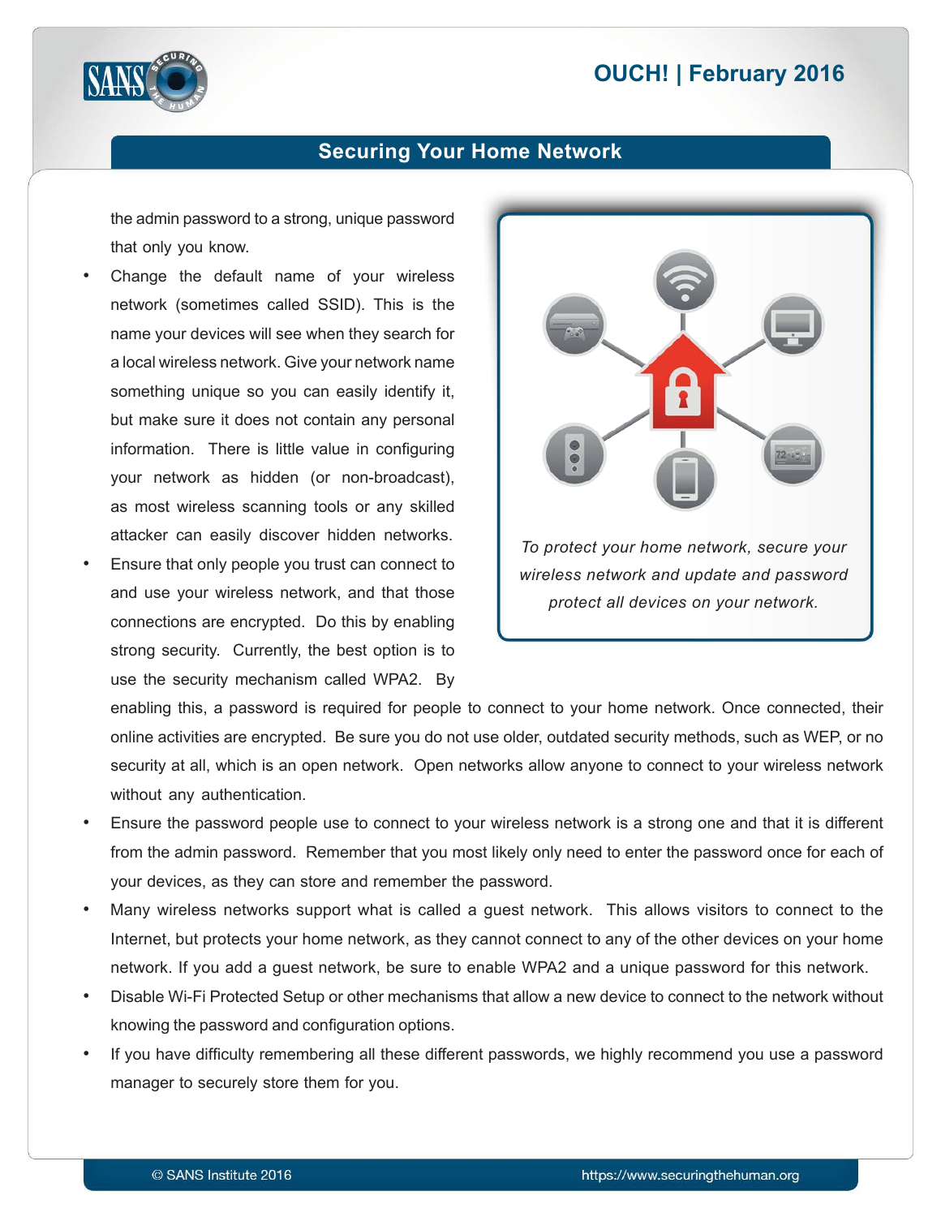the admin password to a strong, unique password that only you know.

- Change the default name of your wireless network (sometimes called SSID). This is the name your devices will see when they search for a local wireless network. Give your network name something unique so you can easily identify it, but make sure it does not contain any personal information. There is little value in configuring your network as hidden (or non-broadcast), as most wireless scanning tools or any skilled attacker can easily discover hidden networks.
- Ensure that only people you trust can connect to and use your wireless network, and that those connections are encrypted. Do this by enabling strong security. Currently, the best option is to use the security mechanism called WPA2. By enabling this, a password is required for people to connect to your home network. Once connected, their online activities are encrypted. Be sure you do not use older, outdated security methods, such as WEP, or no security at all, which is an open network. Open networks allow anyone to connect to your wireless network without any authentication.
- Ensure the password people use to connect to your wireless network is a strong one and that it is different from the admin password. Remember that you most likely only need to enter the password once for each of your devices, as they can store and remember the password.
- Many wireless networks support what is called a guest network. This allows visitors to connect to the Internet, but protects your home network, as they cannot connect to any of the other devices on your home network. If you add a guest network, be sure to enable WPA2 and a unique password for this network.
- Disable Wi-Fi Protected Setup or other mechanisms that allow a new device to connect to the network without knowing the password and configuration options.
- If you have difficulty remembering all these different passwords, we highly recommend you use a password manager to securely store them for you.

*To protect your home network, secure your wireless network and update and password protect all devices on your network.*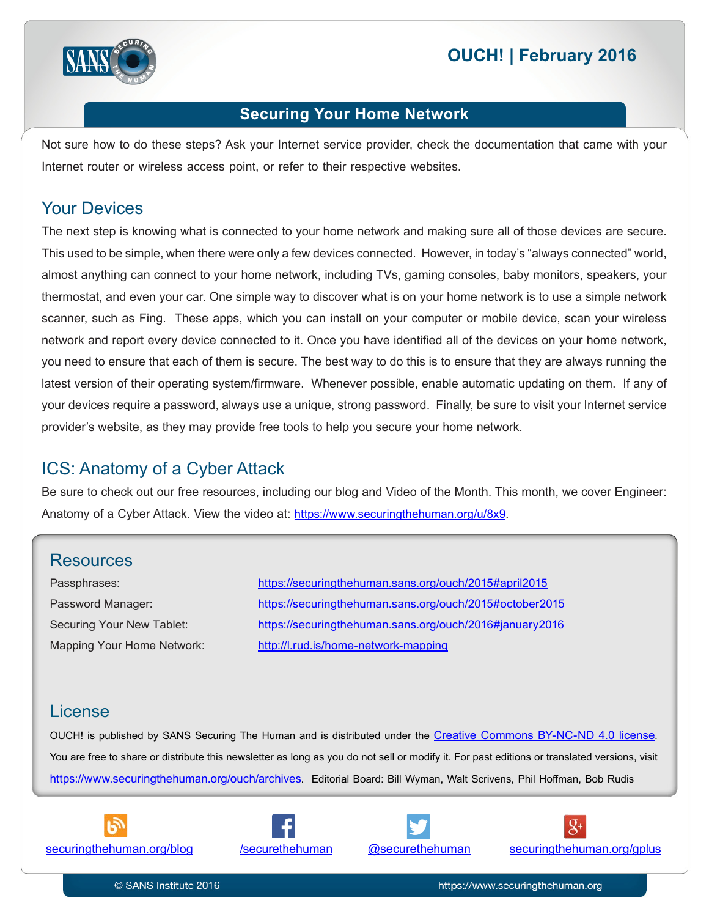Not sure how to do these steps? Ask your Internet service provider, check the documentation that came with your Internet router or wireless access point, or refer to their respective websites.

## Your Devices

The next step is knowing what is connected to your home network and making sure all of those devices are secure. This used to be simple, when there were only a few devices connected. However, in today's "always connected" world, almost anything can connect to your home network, including TVs, gaming consoles, baby monitors, speakers, your thermostat, and even your car. One simple way to discover what is on your home network is to use a simple network scanner, such as Fing. These apps, which you can install on your computer or mobile device, scan your wireless network and report every device connected to it. Once you have identified all of the devices on your home network, you need to ensure that each of them is secure. The best way to do this is to ensure that they are always running the latest version of their operating system/firmware. Whenever possible, enable automatic updating on them. If any of your devices require a password, always use a unique, strong password. Finally, be sure to visit your Internet service provider's website, as they may provide free tools to help you secure your home network.

## ICS: Anatomy of a Cyber Attack

Be sure to check out our free resources, including our blog and Video of the Month. This month, we cover Engineer: Anatomy of a Cyber Attack. View the video at: https://www.securingthehuman.org/u/8x9.

## Resources

| | |
|---|---|
| Passphrases: | https://securingthehuman.sans.org/ouch/2015#april2015 |
| Password Manager: | https://securingthehuman.sans.org/ouch/2015#october2015 |
| Securing Your New Tablet: | https://securingthehuman.sans.org/ouch/2016#january2016 |
| Mapping Your Home Network: | http://l.rud.is/home-network-mapping |

## License

OUCH! is published by SANS Securing The Human and is distributed under the Creative Commons BY-NC-ND 4.0 license. You are free to share or distribute this newsletter as long as you do not sell or modify it. For past editions or translated versions, visit https://www.securingthehuman.org/ouch/archives. Editorial Board: Bill Wyman, Walt Scrivens, Phil Hoffman, Bob Rudis

securingthehuman.org/blog | /securethehuman | @securethehuman | securingthehuman.org/gplus